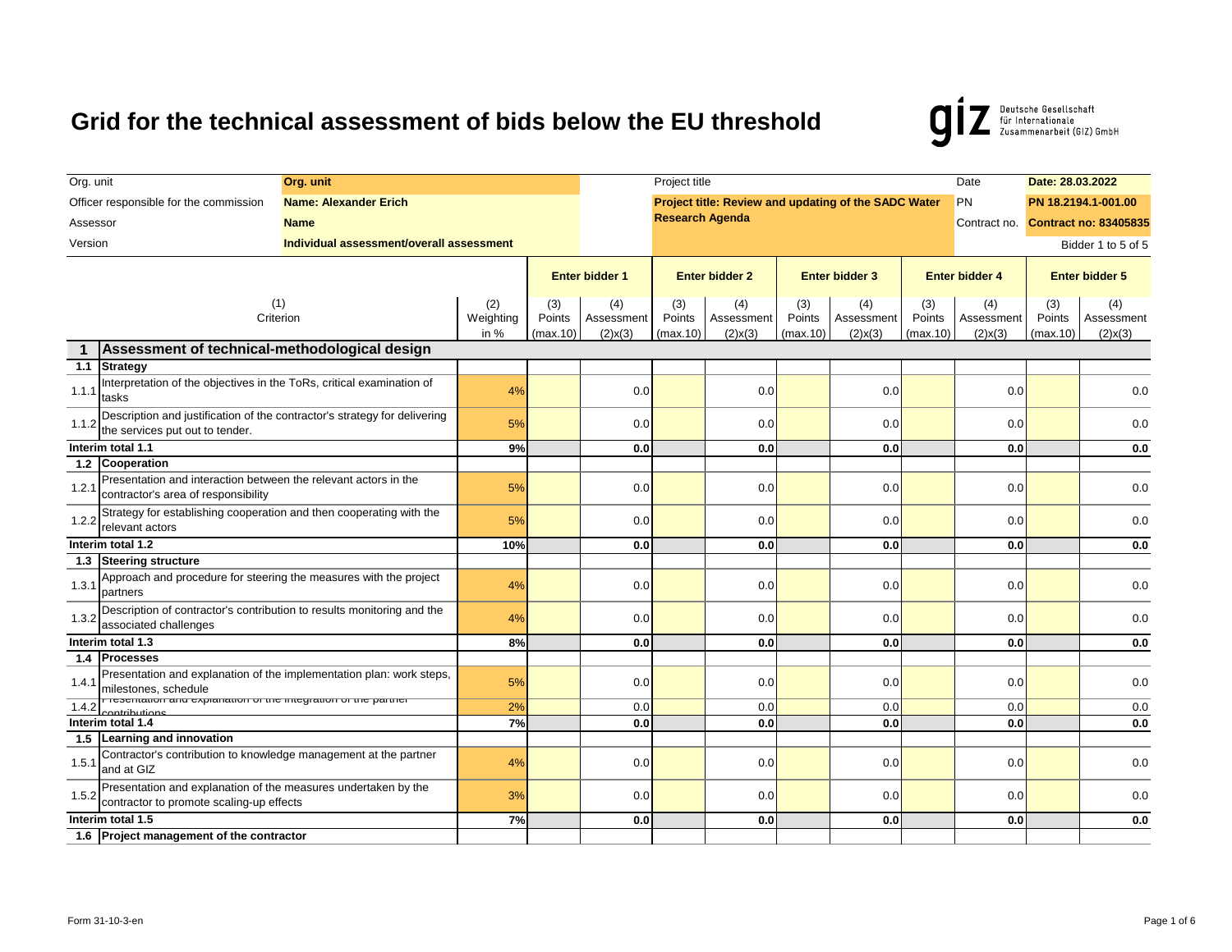# Grid for the technical assessment of bids below the EU threshold

Deutsche Gesellschaft für Internationale Zusammenarbeit (GIZ) GmbH

| | | | |
|---|---|---|---|
| Org. unit | Org. unit | Project title | |
| Officer responsible for the commission | Name: Alexander Erich | Project title: Review and updating of the SADC Water Research Agenda | Date | Date: 28.03.2022 |
| Assessor | Name | | PN | PN 18.2194.1-001.00 |
| Version | Individual assessment/overall assessment | | Contract no. | Contract no: 83405835 |
| | | | | Bidder 1 to 5 of 5 |

| | (1) Criterion | (2) Weighting in % | Enter bidder 1 (3) Points (max.10) | Enter bidder 1 (4) Assessment (2)x(3) | Enter bidder 2 (3) Points (max.10) | Enter bidder 2 (4) Assessment (2)x(3) | Enter bidder 3 (3) Points (max.10) | Enter bidder 3 (4) Assessment (2)x(3) | Enter bidder 4 (3) Points (max.10) | Enter bidder 4 (4) Assessment (2)x(3) | Enter bidder 5 (3) Points (max.10) | Enter bidder 5 (4) Assessment (2)x(3) |
|---|---|---|---|---|---|---|---|---|---|---|---|---|
| **1** | **Assessment of technical-methodological design** | | | | | | | | | | | |
| **1.1** | **Strategy** | | | | | | | | | | | |
| 1.1.1 | Interpretation of the objectives in the ToRs, critical examination of tasks | 4% | | 0.0 | | 0.0 | | 0.0 | | 0.0 | | 0.0 |
| 1.1.2 | Description and justification of the contractor's strategy for delivering the services put out to tender. | 5% | | 0.0 | | 0.0 | | 0.0 | | 0.0 | | 0.0 |
| **Interim total 1.1** | | **9%** | | **0.0** | | **0.0** | | **0.0** | | **0.0** | | **0.0** |
| **1.2** | **Cooperation** | | | | | | | | | | | |
| 1.2.1 | Presentation and interaction between the relevant actors in the contractor's area of responsibility | 5% | | 0.0 | | 0.0 | | 0.0 | | 0.0 | | 0.0 |
| 1.2.2 | Strategy for establishing cooperation and then cooperating with the relevant actors | 5% | | 0.0 | | 0.0 | | 0.0 | | 0.0 | | 0.0 |
| **Interim total 1.2** | | **10%** | | **0.0** | | **0.0** | | **0.0** | | **0.0** | | **0.0** |
| **1.3** | **Steering structure** | | | | | | | | | | | |
| 1.3.1 | Approach and procedure for steering the measures with the project partners | 4% | | 0.0 | | 0.0 | | 0.0 | | 0.0 | | 0.0 |
| 1.3.2 | Description of contractor's contribution to results monitoring and the associated challenges | 4% | | 0.0 | | 0.0 | | 0.0 | | 0.0 | | 0.0 |
| **Interim total 1.3** | | **8%** | | **0.0** | | **0.0** | | **0.0** | | **0.0** | | **0.0** |
| **1.4** | **Processes** | | | | | | | | | | | |
| 1.4.1 | Presentation and explanation of the implementation plan: work steps, milestones, schedule | 5% | | 0.0 | | 0.0 | | 0.0 | | 0.0 | | 0.0 |
| 1.4.2 | Presentation and explanation of the integration of the partner contributions | 2% | | 0.0 | | 0.0 | | 0.0 | | 0.0 | | 0.0 |
| **Interim total 1.4** | | **7%** | | **0.0** | | **0.0** | | **0.0** | | **0.0** | | **0.0** |
| **1.5** | **Learning and innovation** | | | | | | | | | | | |
| 1.5.1 | Contractor's contribution to knowledge management at the partner and at GIZ | 4% | | 0.0 | | 0.0 | | 0.0 | | 0.0 | | 0.0 |
| 1.5.2 | Presentation and explanation of the measures undertaken by the contractor to promote scaling-up effects | 3% | | 0.0 | | 0.0 | | 0.0 | | 0.0 | | 0.0 |
| **Interim total 1.5** | | **7%** | | **0.0** | | **0.0** | | **0.0** | | **0.0** | | **0.0** |
| **1.6** | **Project management of the contractor** | | | | | | | | | | | |

Form 31-10-3-en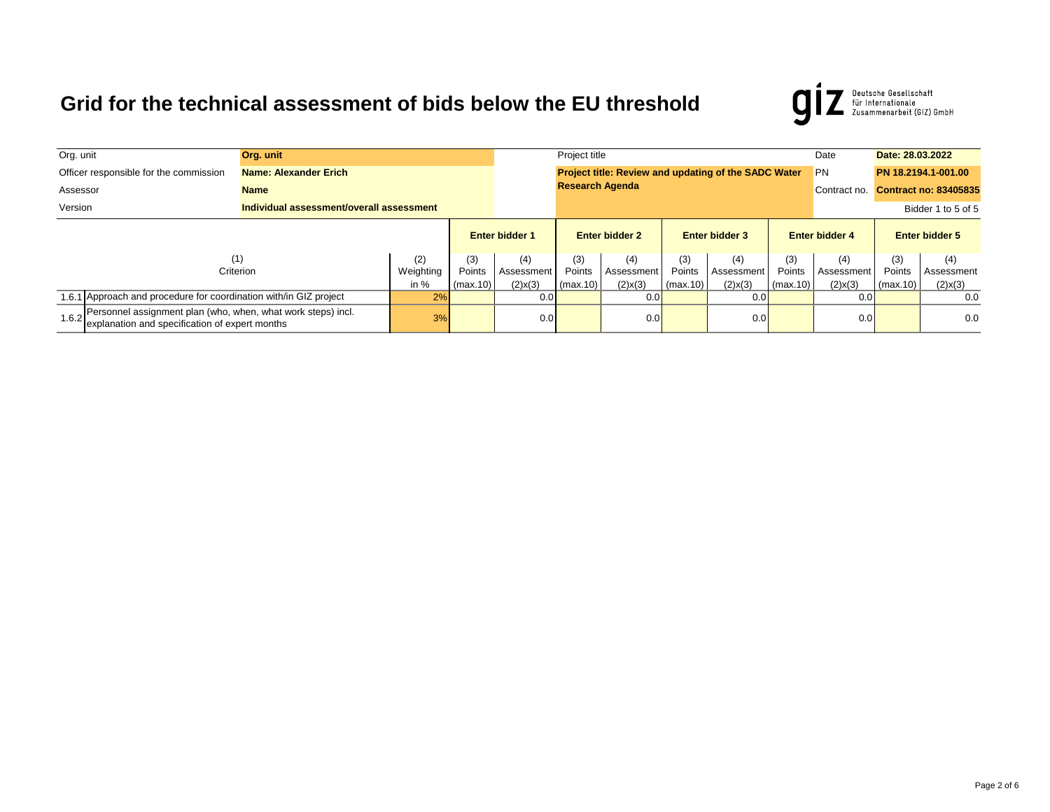# Grid for the technical assessment of bids below the EU threshold

| | | | |
|---|---|---|---|
| Org. unit | Org. unit | Project title | Date | Date: 28.03.2022 |
| Officer responsible for the commission | Name: Alexander Erich | Project title: Review and updating of the SADC Water Research Agenda | PN | PN 18.2194.1-001.00 |
| Assessor | Name | | Contract no. | Contract no: 83405835 |
| Version | Individual assessment/overall assessment | | | Bidder 1 to 5 of 5 |

| | (1) Criterion | (2) Weighting in % | Enter bidder 1 | | Enter bidder 2 | | Enter bidder 3 | | Enter bidder 4 | | Enter bidder 5 | |
|---|---|---|---|---|---|---|---|---|---|---|---|---|
| | | | (3) Points (max.10) | (4) Assessment (2)x(3) | (3) Points (max.10) | (4) Assessment (2)x(3) | (3) Points (max.10) | (4) Assessment (2)x(3) | (3) Points (max.10) | (4) Assessment (2)x(3) | (3) Points (max.10) | (4) Assessment (2)x(3) |
| 1.6.1 | Approach and procedure for coordination with/in GIZ project | 2% | | 0.0 | | 0.0 | | 0.0 | | 0.0 | | 0.0 |
| 1.6.2 | Personnel assignment plan (who, when, what work steps) incl. explanation and specification of expert months | 3% | | 0.0 | | 0.0 | | 0.0 | | 0.0 | | 0.0 |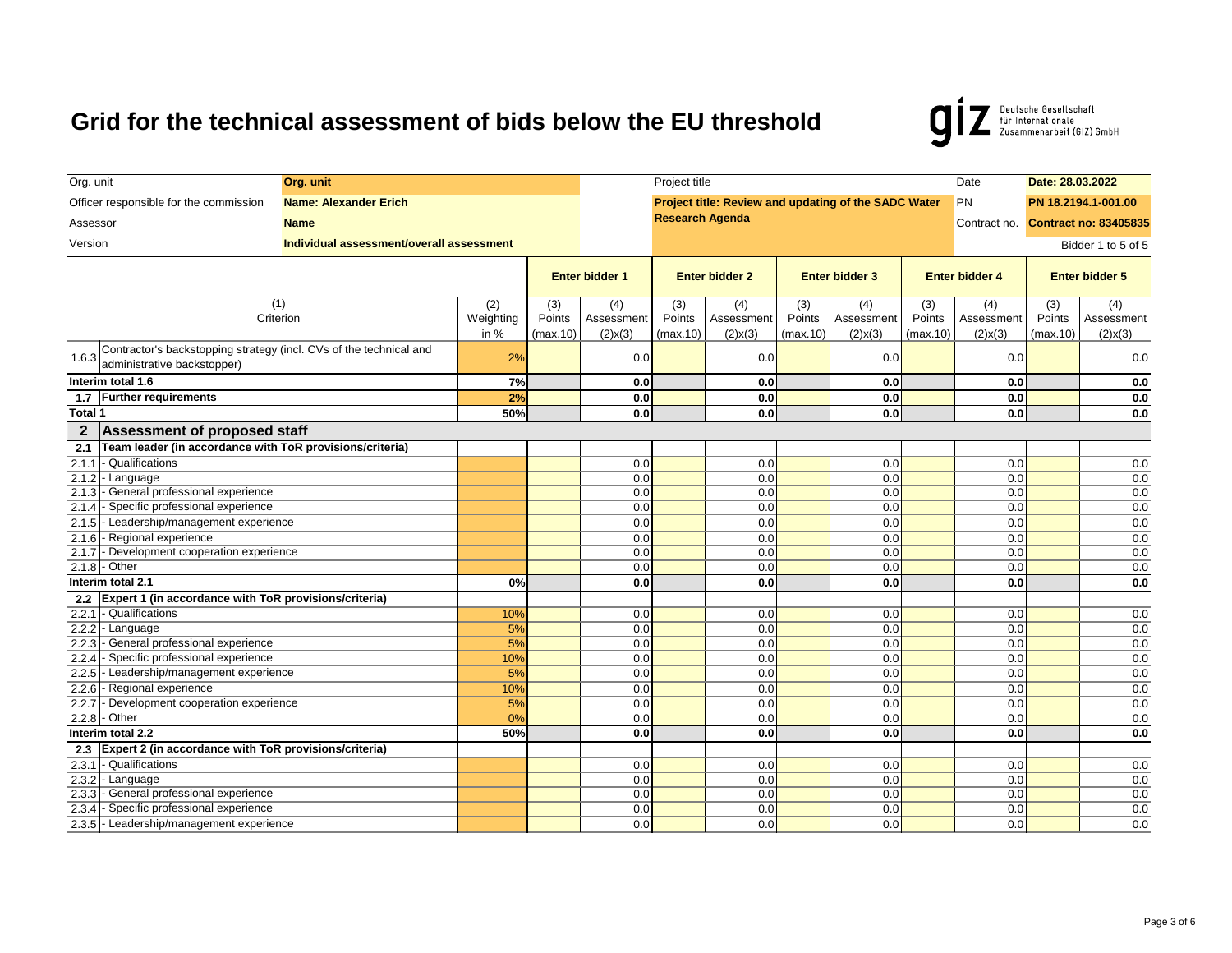# Grid for the technical assessment of bids below the EU threshold

Deutsche Gesellschaft für Internationale Zusammenarbeit (GIZ) GmbH

| | | | | |
|---|---|---|---|---|
| Org. unit | **Org. unit** | Project title | Date | **Date: 28.03.2022** |
| Officer responsible for the commission | **Name: Alexander Erich** | **Project title: Review and updating of the SADC Water Research Agenda** | PN | **PN 18.2194.1-001.00** |
| Assessor | **Name** | | Contract no. | **Contract no: 83405835** |
| Version | **Individual assessment/overall assessment** | | | Bidder 1 to 5 of 5 |

| | (1) Criterion | (2) Weighting in % | Enter bidder 1 (3) Points (max.10) | Enter bidder 1 (4) Assessment (2)x(3) | Enter bidder 2 (3) Points (max.10) | Enter bidder 2 (4) Assessment (2)x(3) | Enter bidder 3 (3) Points (max.10) | Enter bidder 3 (4) Assessment (2)x(3) | Enter bidder 4 (3) Points (max.10) | Enter bidder 4 (4) Assessment (2)x(3) | Enter bidder 5 (3) Points (max.10) | Enter bidder 5 (4) Assessment (2)x(3) |
|---|---|---|---|---|---|---|---|---|---|---|---|---|
| 1.6.3 | Contractor's backstopping strategy (incl. CVs of the technical and administrative backstopper) | 2% | | 0.0 | | 0.0 | | 0.0 | | 0.0 | | 0.0 |
| **Interim total 1.6** | | **7%** | | **0.0** | | **0.0** | | **0.0** | | **0.0** | | **0.0** |
| **1.7** | **Further requirements** | **2%** | | **0.0** | | **0.0** | | **0.0** | | **0.0** | | **0.0** |
| **Total 1** | | **50%** | | **0.0** | | **0.0** | | **0.0** | | **0.0** | | **0.0** |
| **2** | **Assessment of proposed staff** | | | | | | | | | | | |
| **2.1** | **Team leader (in accordance with ToR provisions/criteria)** | | | | | | | | | | | |
| 2.1.1 | - Qualifications | | | 0.0 | | 0.0 | | 0.0 | | 0.0 | | 0.0 |
| 2.1.2 | - Language | | | 0.0 | | 0.0 | | 0.0 | | 0.0 | | 0.0 |
| 2.1.3 | - General professional experience | | | 0.0 | | 0.0 | | 0.0 | | 0.0 | | 0.0 |
| 2.1.4 | - Specific professional experience | | | 0.0 | | 0.0 | | 0.0 | | 0.0 | | 0.0 |
| 2.1.5 | - Leadership/management experience | | | 0.0 | | 0.0 | | 0.0 | | 0.0 | | 0.0 |
| 2.1.6 | - Regional experience | | | 0.0 | | 0.0 | | 0.0 | | 0.0 | | 0.0 |
| 2.1.7 | - Development cooperation experience | | | 0.0 | | 0.0 | | 0.0 | | 0.0 | | 0.0 |
| 2.1.8 | - Other | | | 0.0 | | 0.0 | | 0.0 | | 0.0 | | 0.0 |
| **Interim total 2.1** | | **0%** | | **0.0** | | **0.0** | | **0.0** | | **0.0** | | **0.0** |
| **2.2** | **Expert 1 (in accordance with ToR provisions/criteria)** | | | | | | | | | | | |
| 2.2.1 | - Qualifications | 10% | | 0.0 | | 0.0 | | 0.0 | | 0.0 | | 0.0 |
| 2.2.2 | - Language | 5% | | 0.0 | | 0.0 | | 0.0 | | 0.0 | | 0.0 |
| 2.2.3 | - General professional experience | 5% | | 0.0 | | 0.0 | | 0.0 | | 0.0 | | 0.0 |
| 2.2.4 | - Specific professional experience | 10% | | 0.0 | | 0.0 | | 0.0 | | 0.0 | | 0.0 |
| 2.2.5 | - Leadership/management experience | 5% | | 0.0 | | 0.0 | | 0.0 | | 0.0 | | 0.0 |
| 2.2.6 | - Regional experience | 10% | | 0.0 | | 0.0 | | 0.0 | | 0.0 | | 0.0 |
| 2.2.7 | - Development cooperation experience | 5% | | 0.0 | | 0.0 | | 0.0 | | 0.0 | | 0.0 |
| 2.2.8 | - Other | 0% | | 0.0 | | 0.0 | | 0.0 | | 0.0 | | 0.0 |
| **Interim total 2.2** | | **50%** | | **0.0** | | **0.0** | | **0.0** | | **0.0** | | **0.0** |
| **2.3** | **Expert 2 (in accordance with ToR provisions/criteria)** | | | | | | | | | | | |
| 2.3.1 | - Qualifications | | | 0.0 | | 0.0 | | 0.0 | | 0.0 | | 0.0 |
| 2.3.2 | - Language | | | 0.0 | | 0.0 | | 0.0 | | 0.0 | | 0.0 |
| 2.3.3 | - General professional experience | | | 0.0 | | 0.0 | | 0.0 | | 0.0 | | 0.0 |
| 2.3.4 | - Specific professional experience | | | 0.0 | | 0.0 | | 0.0 | | 0.0 | | 0.0 |
| 2.3.5 | - Leadership/management experience | | | 0.0 | | 0.0 | | 0.0 | | 0.0 | | 0.0 |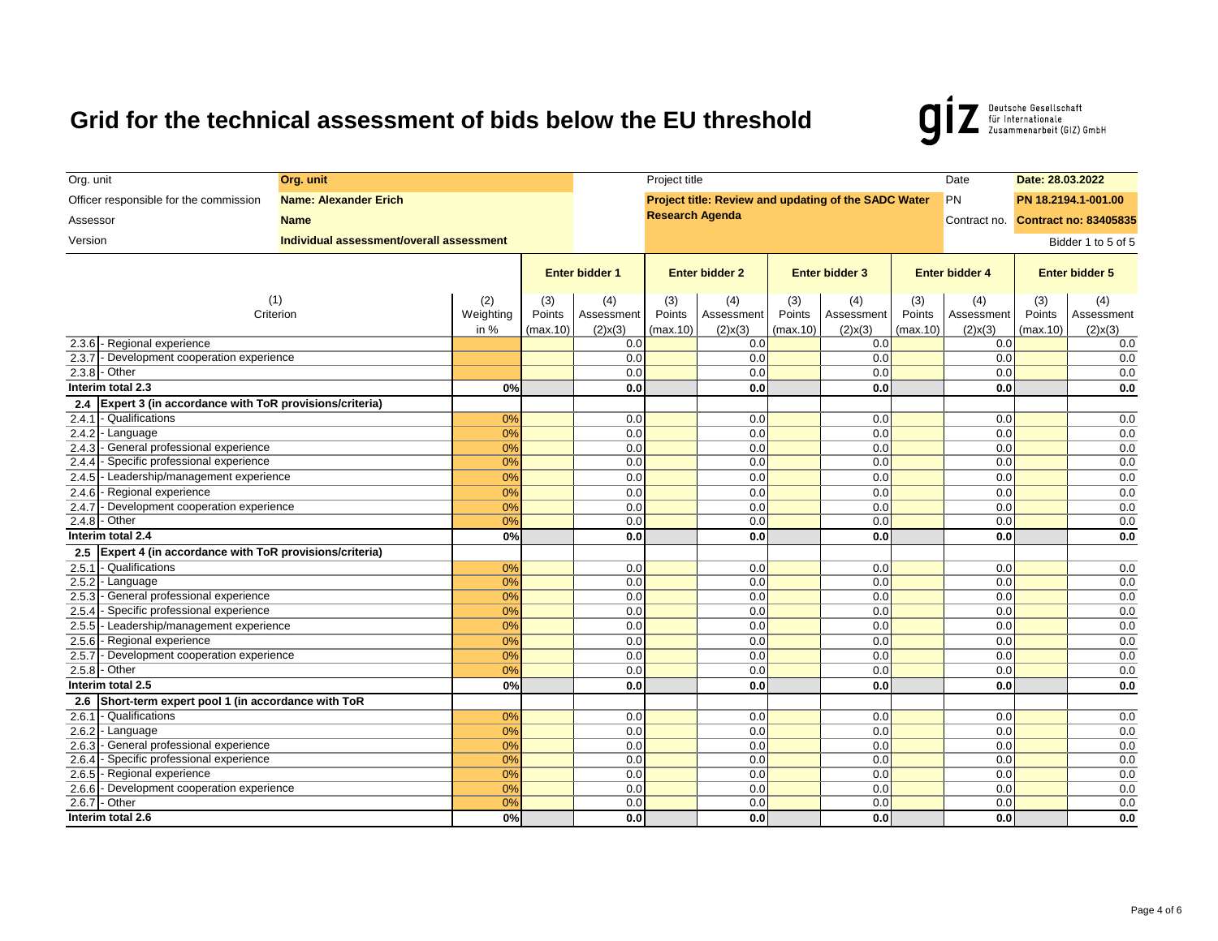# Grid for the technical assessment of bids below the EU threshold

| | | | | |
|---|---|---|---|---|
| Org. unit | Org. unit | Project title | Date | Date: 28.03.2022 |
| Officer responsible for the commission | Name: Alexander Erich | Project title: Review and updating of the SADC Water Research Agenda | PN | PN 18.2194.1-001.00 |
| Assessor | Name | | Contract no. | Contract no: 83405835 |
| Version | Individual assessment/overall assessment | | | Bidder 1 to 5 of 5 |

| | | | Enter bidder 1 | | Enter bidder 2 | | Enter bidder 3 | | Enter bidder 4 | | Enter bidder 5 | |
|---|---|---|---|---|---|---|---|---|---|---|---|---|
| | (1) Criterion | (2) Weighting in % | (3) Points (max.10) | (4) Assessment (2)x(3) | (3) Points (max.10) | (4) Assessment (2)x(3) | (3) Points (max.10) | (4) Assessment (2)x(3) | (3) Points (max.10) | (4) Assessment (2)x(3) | (3) Points (max.10) | (4) Assessment (2)x(3) |
| 2.3.6 | - Regional experience | | | 0.0 | | 0.0 | | 0.0 | | 0.0 | | 0.0 |
| 2.3.7 | - Development cooperation experience | | | 0.0 | | 0.0 | | 0.0 | | 0.0 | | 0.0 |
| 2.3.8 | - Other | | | 0.0 | | 0.0 | | 0.0 | | 0.0 | | 0.0 |
| **Interim total 2.3** | | **0%** | | **0.0** | | **0.0** | | **0.0** | | **0.0** | | **0.0** |
| **2.4** | **Expert 3 (in accordance with ToR provisions/criteria)** | | | | | | | | | | | |
| 2.4.1 | - Qualifications | 0% | | 0.0 | | 0.0 | | 0.0 | | 0.0 | | 0.0 |
| 2.4.2 | - Language | 0% | | 0.0 | | 0.0 | | 0.0 | | 0.0 | | 0.0 |
| 2.4.3 | - General professional experience | 0% | | 0.0 | | 0.0 | | 0.0 | | 0.0 | | 0.0 |
| 2.4.4 | - Specific professional experience | 0% | | 0.0 | | 0.0 | | 0.0 | | 0.0 | | 0.0 |
| 2.4.5 | - Leadership/management experience | 0% | | 0.0 | | 0.0 | | 0.0 | | 0.0 | | 0.0 |
| 2.4.6 | - Regional experience | 0% | | 0.0 | | 0.0 | | 0.0 | | 0.0 | | 0.0 |
| 2.4.7 | - Development cooperation experience | 0% | | 0.0 | | 0.0 | | 0.0 | | 0.0 | | 0.0 |
| 2.4.8 | - Other | 0% | | 0.0 | | 0.0 | | 0.0 | | 0.0 | | 0.0 |
| **Interim total 2.4** | | **0%** | | **0.0** | | **0.0** | | **0.0** | | **0.0** | | **0.0** |
| **2.5** | **Expert 4 (in accordance with ToR provisions/criteria)** | | | | | | | | | | | |
| 2.5.1 | - Qualifications | 0% | | 0.0 | | 0.0 | | 0.0 | | 0.0 | | 0.0 |
| 2.5.2 | - Language | 0% | | 0.0 | | 0.0 | | 0.0 | | 0.0 | | 0.0 |
| 2.5.3 | - General professional experience | 0% | | 0.0 | | 0.0 | | 0.0 | | 0.0 | | 0.0 |
| 2.5.4 | - Specific professional experience | 0% | | 0.0 | | 0.0 | | 0.0 | | 0.0 | | 0.0 |
| 2.5.5 | - Leadership/management experience | 0% | | 0.0 | | 0.0 | | 0.0 | | 0.0 | | 0.0 |
| 2.5.6 | - Regional experience | 0% | | 0.0 | | 0.0 | | 0.0 | | 0.0 | | 0.0 |
| 2.5.7 | - Development cooperation experience | 0% | | 0.0 | | 0.0 | | 0.0 | | 0.0 | | 0.0 |
| 2.5.8 | - Other | 0% | | 0.0 | | 0.0 | | 0.0 | | 0.0 | | 0.0 |
| **Interim total 2.5** | | **0%** | | **0.0** | | **0.0** | | **0.0** | | **0.0** | | **0.0** |
| **2.6** | **Short-term expert pool 1 (in accordance with ToR** | | | | | | | | | | | |
| 2.6.1 | - Qualifications | 0% | | 0.0 | | 0.0 | | 0.0 | | 0.0 | | 0.0 |
| 2.6.2 | - Language | 0% | | 0.0 | | 0.0 | | 0.0 | | 0.0 | | 0.0 |
| 2.6.3 | - General professional experience | 0% | | 0.0 | | 0.0 | | 0.0 | | 0.0 | | 0.0 |
| 2.6.4 | - Specific professional experience | 0% | | 0.0 | | 0.0 | | 0.0 | | 0.0 | | 0.0 |
| 2.6.5 | - Regional experience | 0% | | 0.0 | | 0.0 | | 0.0 | | 0.0 | | 0.0 |
| 2.6.6 | - Development cooperation experience | 0% | | 0.0 | | 0.0 | | 0.0 | | 0.0 | | 0.0 |
| 2.6.7 | - Other | 0% | | 0.0 | | 0.0 | | 0.0 | | 0.0 | | 0.0 |
| **Interim total 2.6** | | **0%** | | **0.0** | | **0.0** | | **0.0** | | **0.0** | | **0.0** |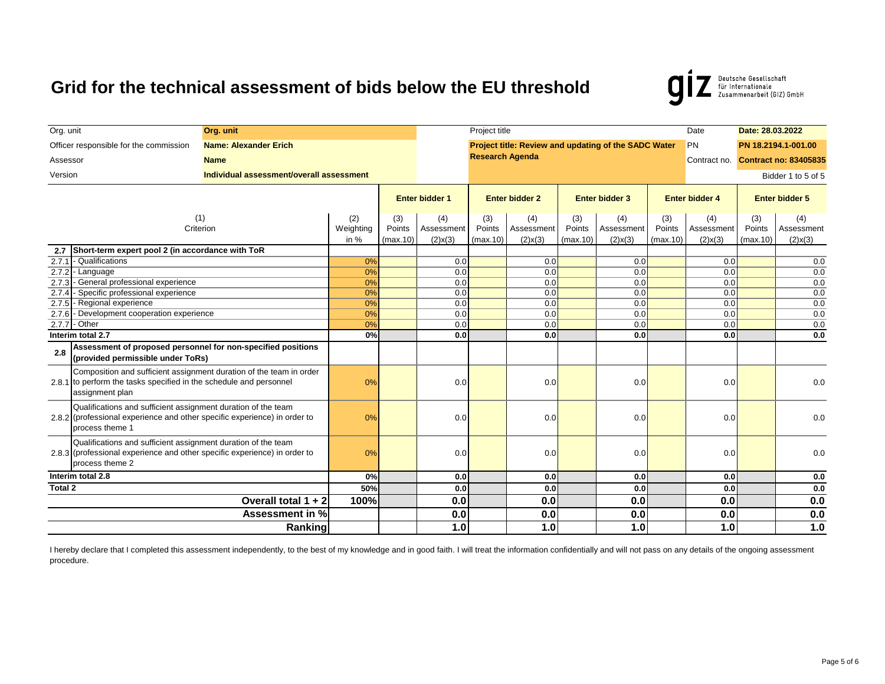# Grid for the technical assessment of bids below the EU threshold

giz Deutsche Gesellschaft für Internationale Zusammenarbeit (GIZ) GmbH

| | | | | |
|---|---|---|---|---|
| Org. unit | Org. unit | Project title | Date | Date: 28.03.2022 |
| Officer responsible for the commission | Name: Alexander Erich | Project title: Review and updating of the SADC Water Research Agenda | PN | PN 18.2194.1-001.00 |
| Assessor | Name | | Contract no. | Contract no: 83405835 |
| Version | Individual assessment/overall assessment | | | Bidder 1 to 5 of 5 |

| | (1) Criterion | (2) Weighting in % | Enter bidder 1 | | Enter bidder 2 | | Enter bidder 3 | | Enter bidder 4 | | Enter bidder 5 | |
|---|---|---|---|---|---|---|---|---|---|---|---|---|
| | | | (3) Points (max.10) | (4) Assessment (2)x(3) | (3) Points (max.10) | (4) Assessment (2)x(3) | (3) Points (max.10) | (4) Assessment (2)x(3) | (3) Points (max.10) | (4) Assessment (2)x(3) | (3) Points (max.10) | (4) Assessment (2)x(3) |
| **2.7** | **Short-term expert pool 2 (in accordance with ToR** | | | | | | | | | | | |
| 2.7.1 | - Qualifications | 0% | | 0.0 | | 0.0 | | 0.0 | | 0.0 | | 0.0 |
| 2.7.2 | - Language | 0% | | 0.0 | | 0.0 | | 0.0 | | 0.0 | | 0.0 |
| 2.7.3 | - General professional experience | 0% | | 0.0 | | 0.0 | | 0.0 | | 0.0 | | 0.0 |
| 2.7.4 | - Specific professional experience | 0% | | 0.0 | | 0.0 | | 0.0 | | 0.0 | | 0.0 |
| 2.7.5 | - Regional experience | 0% | | 0.0 | | 0.0 | | 0.0 | | 0.0 | | 0.0 |
| 2.7.6 | - Development cooperation experience | 0% | | 0.0 | | 0.0 | | 0.0 | | 0.0 | | 0.0 |
| 2.7.7 | - Other | 0% | | 0.0 | | 0.0 | | 0.0 | | 0.0 | | 0.0 |
| **Interim total 2.7** | | **0%** | | **0.0** | | **0.0** | | **0.0** | | **0.0** | | **0.0** |
| **2.8** | **Assessment of proposed personnel for non-specified positions (provided permissible under ToRs)** | | | | | | | | | | | |
| 2.8.1 | Composition and sufficient assignment duration of the team in order to perform the tasks specified in the schedule and personnel assignment plan | 0% | | 0.0 | | 0.0 | | 0.0 | | 0.0 | | 0.0 |
| 2.8.2 | Qualifications and sufficient assignment duration of the team (professional experience and other specific experience) in order to process theme 1 | 0% | | 0.0 | | 0.0 | | 0.0 | | 0.0 | | 0.0 |
| 2.8.3 | Qualifications and sufficient assignment duration of the team (professional experience and other specific experience) in order to process theme 2 | 0% | | 0.0 | | 0.0 | | 0.0 | | 0.0 | | 0.0 |
| **Interim total 2.8** | | **0%** | | **0.0** | | **0.0** | | **0.0** | | **0.0** | | **0.0** |
| **Total 2** | | **50%** | | **0.0** | | **0.0** | | **0.0** | | **0.0** | | **0.0** |
| | **Overall total 1 + 2** | **100%** | | **0.0** | | **0.0** | | **0.0** | | **0.0** | | **0.0** |
| | **Assessment in %** | | | **0.0** | | **0.0** | | **0.0** | | **0.0** | | **0.0** |
| | **Ranking** | | | **1.0** | | **1.0** | | **1.0** | | **1.0** | | **1.0** |

I hereby declare that I completed this assessment independently, to the best of my knowledge and in good faith. I will treat the information confidentially and will not pass on any details of the ongoing assessment procedure.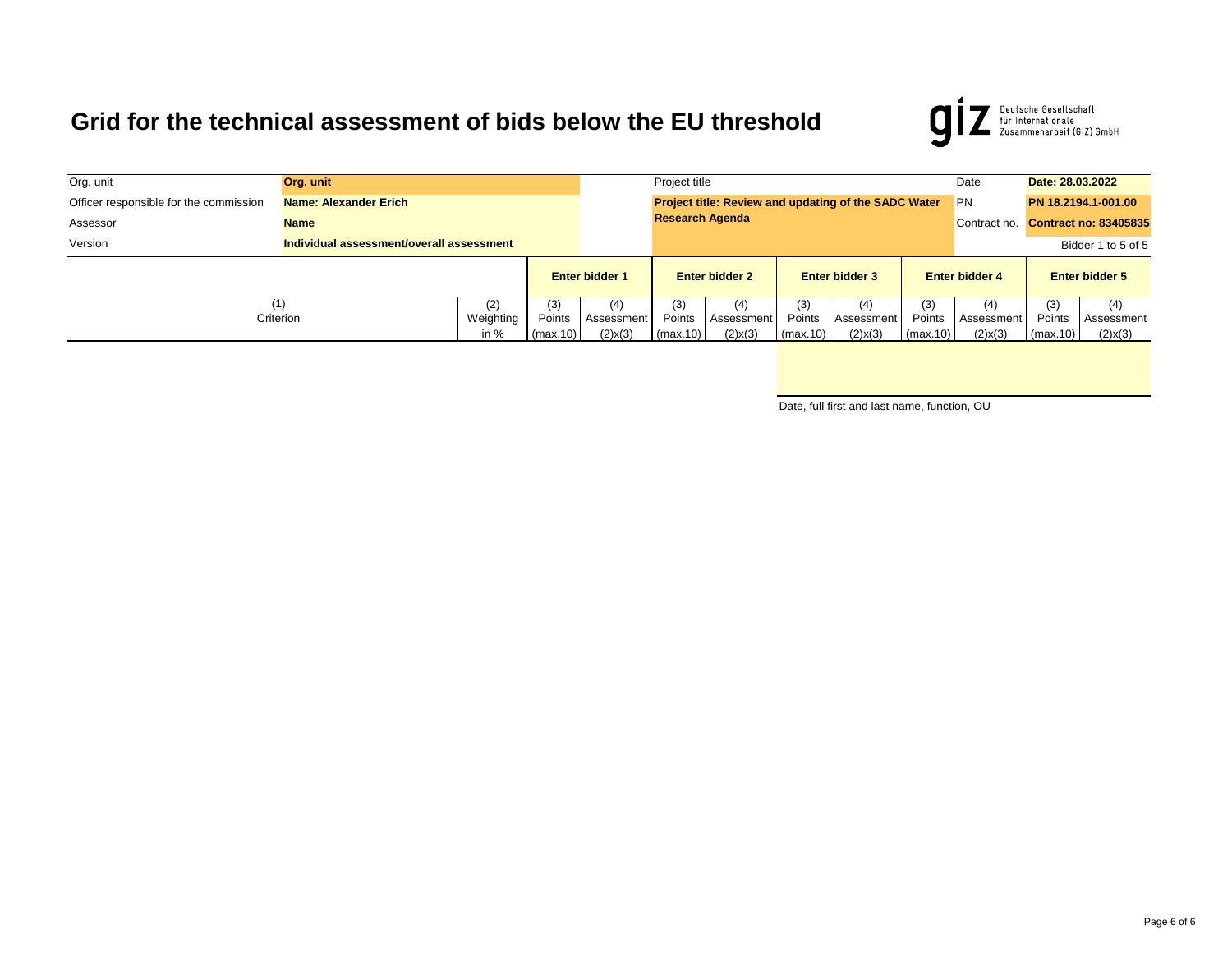# Grid for the technical assessment of bids below the EU threshold

Deutsche Gesellschaft für Internationale Zusammenarbeit (GIZ) GmbH

| | | | | | |
|---|---|---|---|---|---|
| Org. unit | **Org. unit** | Project title | | Date | **Date: 28.03.2022** |
| Officer responsible for the commission | **Name: Alexander Erich** | **Project title: Review and updating of the SADC Water Research Agenda** | | PN | **PN 18.2194.1-001.00** |
| Assessor | **Name** | | | Contract no. | **Contract no: 83405835** |
| Version | **Individual assessment/overall assessment** | | | | Bidder 1 to 5 of 5 |

| | | **Enter bidder 1** | | **Enter bidder 2** | | **Enter bidder 3** | | **Enter bidder 4** | | **Enter bidder 5** | |
|---|---|---|---|---|---|---|---|---|---|---|---|
| (1) Criterion | (2) Weighting in % | (3) Points (max.10) | (4) Assessment (2)x(3) | (3) Points (max.10) | (4) Assessment (2)x(3) | (3) Points (max.10) | (4) Assessment (2)x(3) | (3) Points (max.10) | (4) Assessment (2)x(3) | (3) Points (max.10) | (4) Assessment (2)x(3) |

Date, full first and last name, function, OU